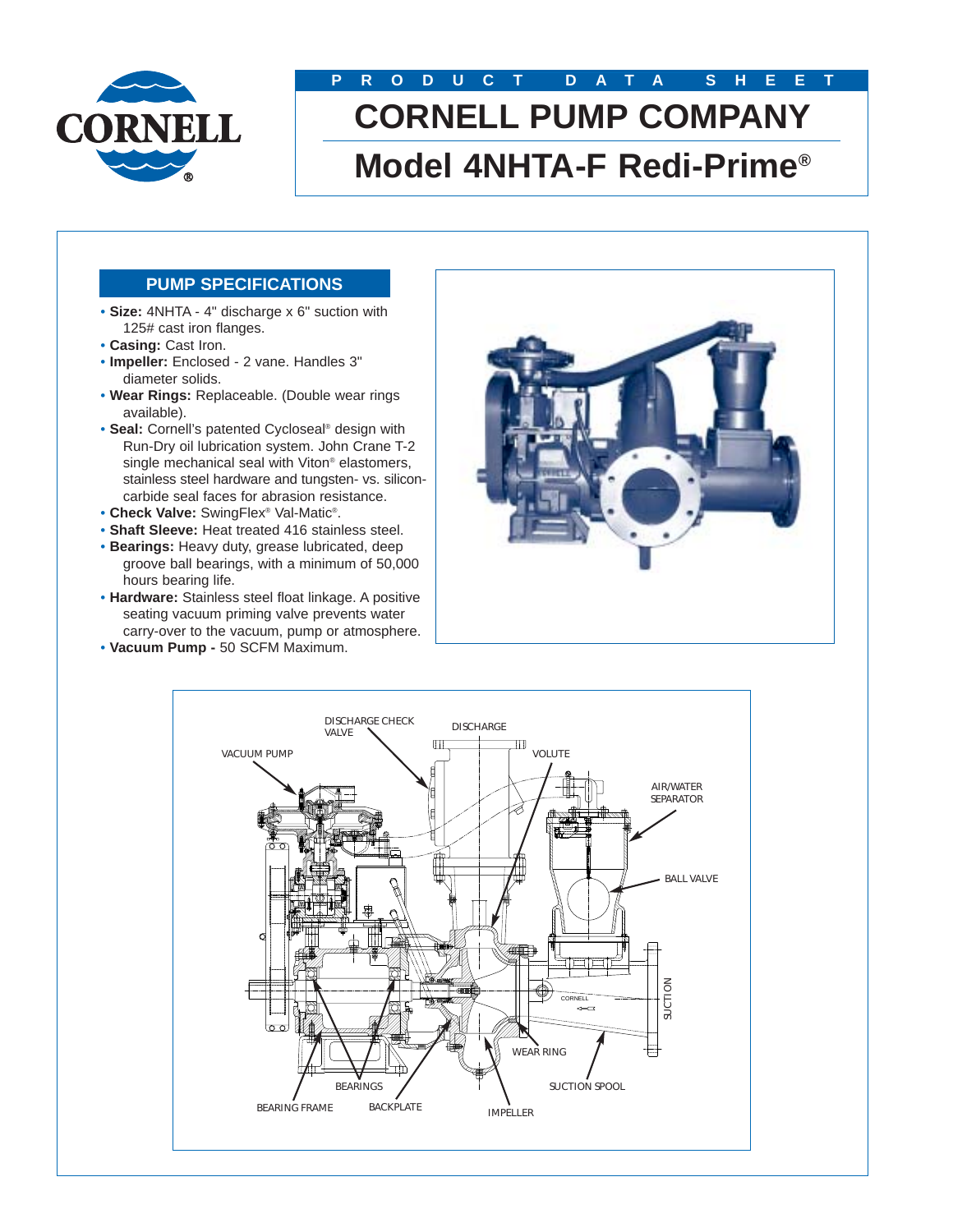PRODUCT DATA SHEET

# CORNELL PUMP COMPANY

# Model 4NHTA-F Redi-Prime®

## PUMP SPECIFICATIONS

- **Size:** 4NHTA - 4" discharge x 6" suction with 125# cast iron flanges.
- **Casing:** Cast Iron.
- **Impeller:** Enclosed - 2 vane. Handles 3" diameter solids.
- **Wear Rings:** Replaceable. (Double wear rings available).
- **Seal:** Cornell's patented Cycloseal® design with Run-Dry oil lubrication system. John Crane T-2 single mechanical seal with Viton® elastomers, stainless steel hardware and tungsten- vs. silicon-carbide seal faces for abrasion resistance.
- **Check Valve:** SwingFlex® Val-Matic®.
- **Shaft Sleeve:** Heat treated 416 stainless steel.
- **Bearings:** Heavy duty, grease lubricated, deep groove ball bearings, with a minimum of 50,000 hours bearing life.
- **Hardware:** Stainless steel float linkage. A positive seating vacuum priming valve prevents water carry-over to the vacuum, pump or atmosphere.
- **Vacuum Pump -** 50 SCFM Maximum.

DISCHARGE CHECK VALVE, DISCHARGE, VACUUM PUMP, VOLUTE, AIR/WATER SEPARATOR, BALL VALVE, SUCTION, WEAR RING, SUCTION SPOOL, BEARINGS, BEARING FRAME, BACKPLATE, IMPELLER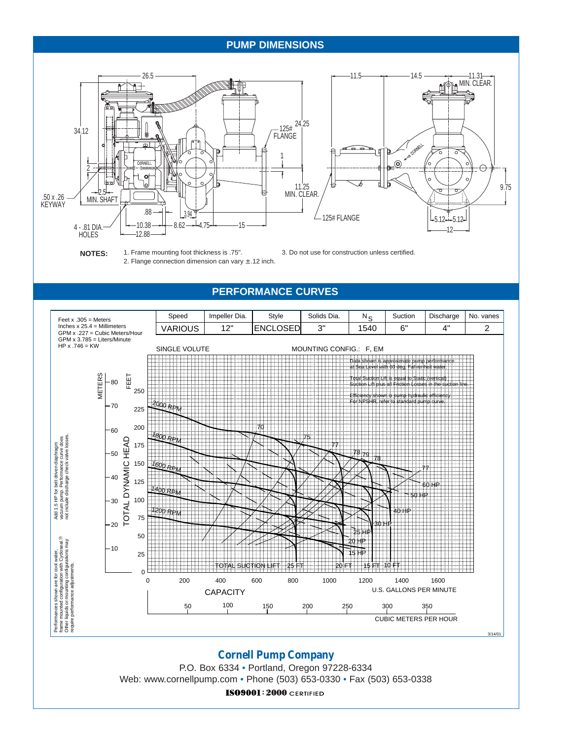## PUMP DIMENSIONS

26.5
34.12
2
.50 x .26 KEYWAY
2.5 MIN. SHAFT
4 - .81 DIA. HOLES
10.38
12.88
.88
3.94
8.62
4.75
15
125# FLANGE
24.25
1
11.25 MIN. CLEAR.
125# FLANGE
11.5
14.5
11.31 MIN. CLEAR.
9.75
5.12
5.12
12

**NOTES:**

1. Frame mounting foot thickness is .75".
2. Flange connection dimension can vary ±.12 inch.
3. Do not use for construction unless certified.

## PERFORMANCE CURVES

Feet x .305 = Meters
Inches x 25.4 = Millimeters
GPM x .227 = Cubic Meters/Hour
GPM x 3.785 = Liters/Minute
HP x .746 = KW

| Speed | Impeller Dia. | Style | Solids Dia. | $N_S$ | Suction | Discharge | No. vanes |
|---|---|---|---|---|---|---|---|
| VARIOUS | 12" | ENCLOSED | 3" | 1540 | 6" | 4" | 2 |

SINGLE VOLUTE

MOUNTING CONFIG.: F, EM

Data shown is approximate pump performance at Sea Level with 60 deg. Fahrenheit water.

Total Suction Lift is equal to Static (Vertical) Suction Lift plus all Friction Losses in the suction line.

Efficiency shown is pump hydraulic efficiency. For NPSHR, refer to standard pump curve.

2000 RPM
1800 RPM
1600 RPM
1400 RPM
1200 RPM

70
75
77
78
79
78
77

60 HP
50 HP
40 HP
30 HP
25 HP
20 HP
15 HP

TOTAL SUCTION LIFT 25 FT
20 FT
15 FT
10 FT

TOTAL DYNAMIC HEAD

METERS
10
20
30
40
50
60
70
80

FEET
0
25
50
75
100
125
150
175
200
225
250

CAPACITY

0
200
400
600
800
1000
1200
1400
1600

U.S. GALLONS PER MINUTE

50
100
150
200
250
300
350

CUBIC METERS PER HOUR

Add 1.5 HP for belt driven diaphragm vacuum pump. Performance curve does not include discharge check valve losses.

Performances shown are for cool water, frame mounted configuration with Cycloseal.® Other liquids or mounting configurations may require performance adjustments.

3/14/01

**Cornell Pump Company**

P.O. Box 6334 • Portland, Oregon 97228-6334
Web: www.cornellpump.com • Phone (503) 653-0330 • Fax (503) 653-0338

**ISO9001 : 2000** CERTIFIED